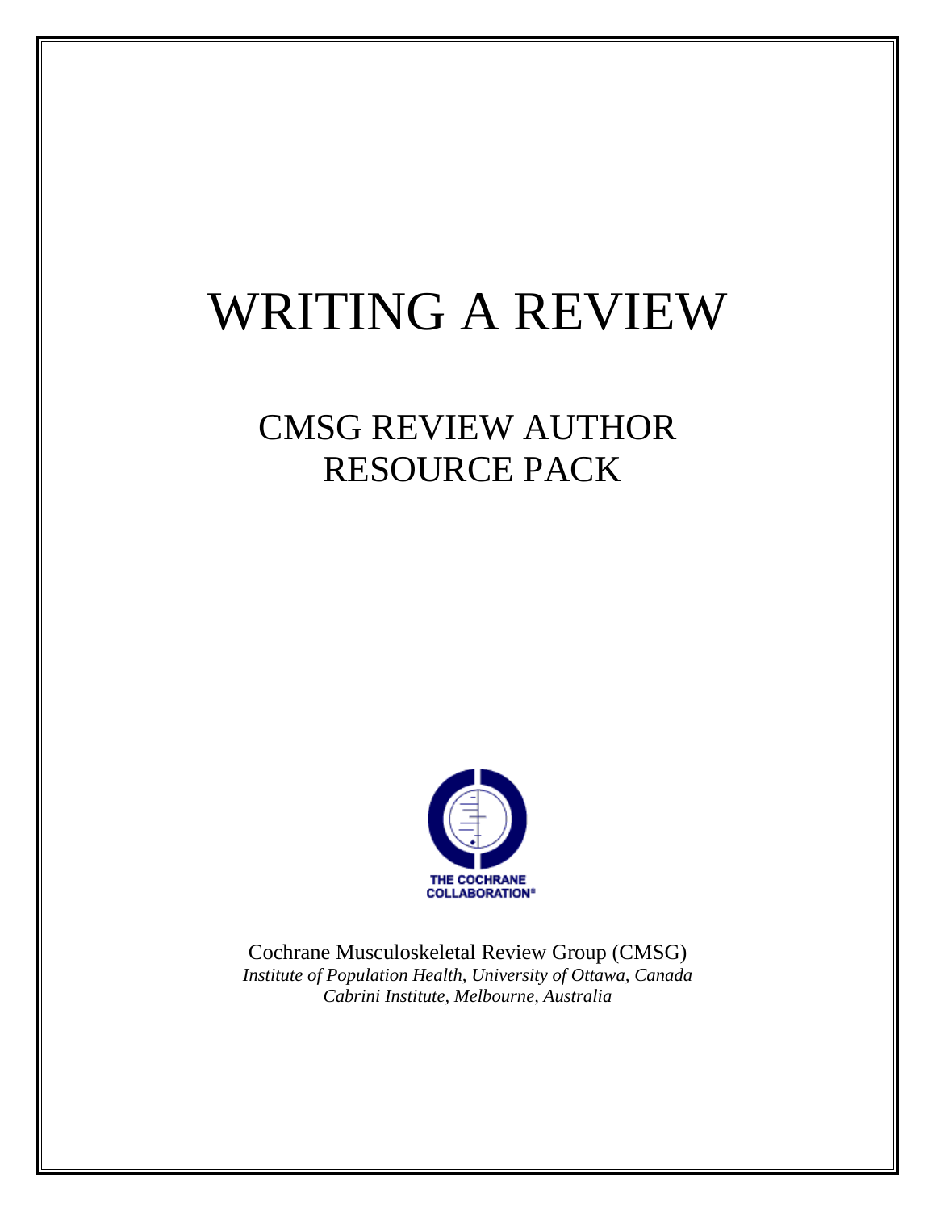# WRITING A REVIEW

## CMSG REVIEW AUTHOR RESOURCE PACK

THE COCHRANE COLLABORATION®

Cochrane Musculoskeletal Review Group (CMSG)
*Institute of Population Health, University of Ottawa, Canada*
*Cabrini Institute, Melbourne, Australia*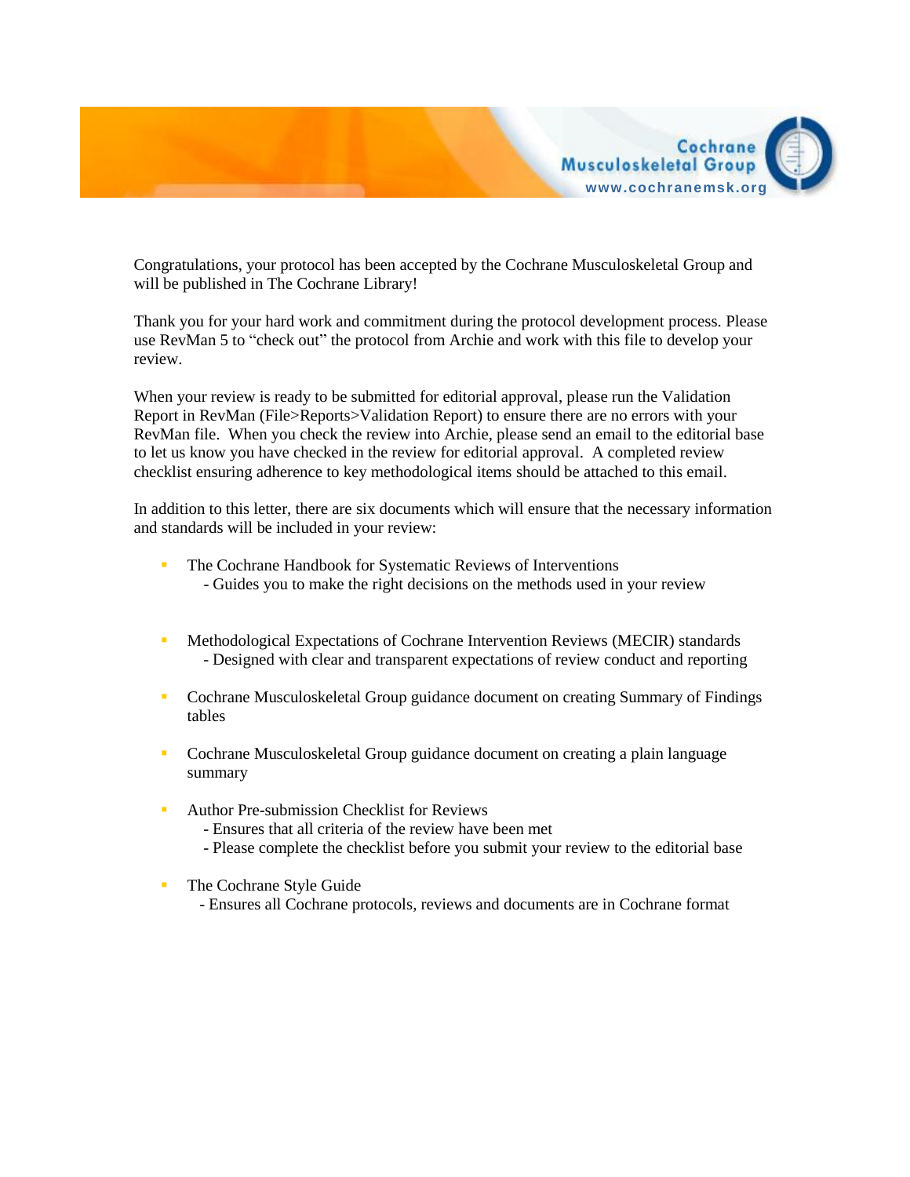Congratulations, your protocol has been accepted by the Cochrane Musculoskeletal Group and will be published in The Cochrane Library!

Thank you for your hard work and commitment during the protocol development process. Please use RevMan 5 to "check out" the protocol from Archie and work with this file to develop your review.

When your review is ready to be submitted for editorial approval, please run the Validation Report in RevMan (File>Reports>Validation Report) to ensure there are no errors with your RevMan file. When you check the review into Archie, please send an email to the editorial base to let us know you have checked in the review for editorial approval. A completed review checklist ensuring adherence to key methodological items should be attached to this email.

In addition to this letter, there are six documents which will ensure that the necessary information and standards will be included in your review:

- The Cochrane Handbook for Systematic Reviews of Interventions
  - Guides you to make the right decisions on the methods used in your review
- Methodological Expectations of Cochrane Intervention Reviews (MECIR) standards
  - Designed with clear and transparent expectations of review conduct and reporting
- Cochrane Musculoskeletal Group guidance document on creating Summary of Findings tables
- Cochrane Musculoskeletal Group guidance document on creating a plain language summary
- Author Pre-submission Checklist for Reviews
  - Ensures that all criteria of the review have been met
  - Please complete the checklist before you submit your review to the editorial base
- The Cochrane Style Guide
  - Ensures all Cochrane protocols, reviews and documents are in Cochrane format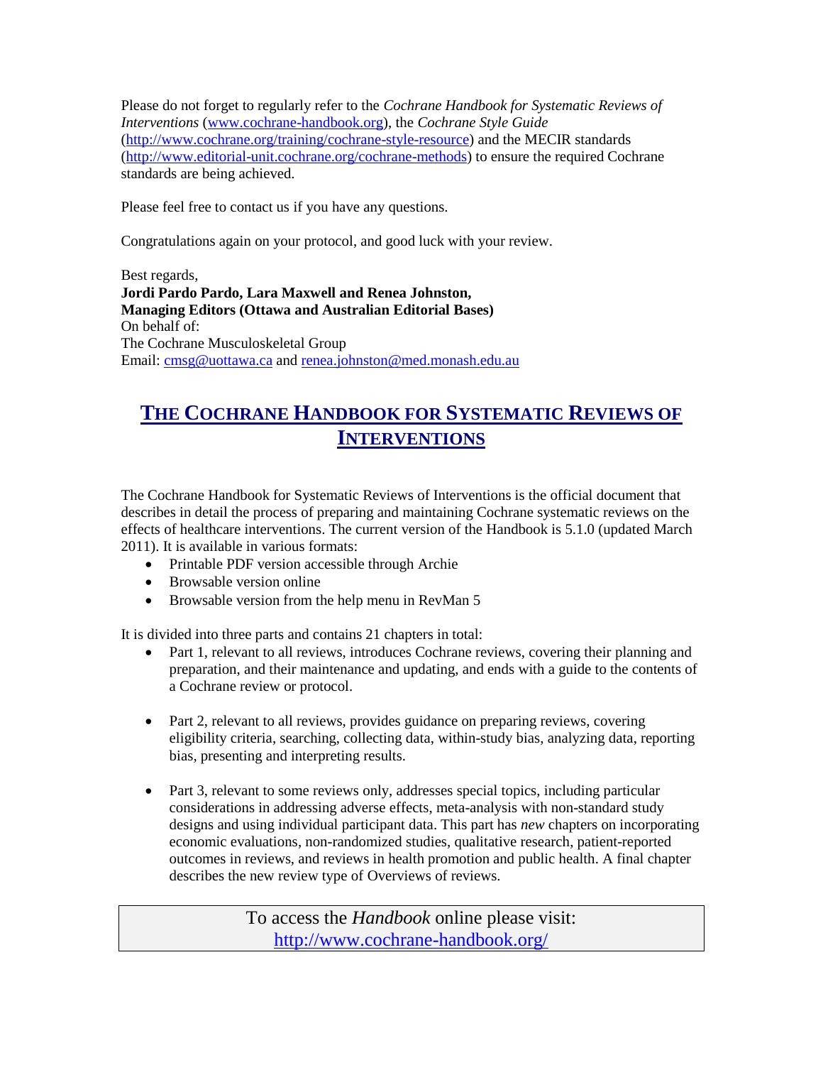Please do not forget to regularly refer to the *Cochrane Handbook for Systematic Reviews of Interventions* (www.cochrane-handbook.org), the *Cochrane Style Guide* (http://www.cochrane.org/training/cochrane-style-resource) and the MECIR standards (http://www.editorial-unit.cochrane.org/cochrane-methods) to ensure the required Cochrane standards are being achieved.

Please feel free to contact us if you have any questions.

Congratulations again on your protocol, and good luck with your review.

Best regards,
**Jordi Pardo Pardo, Lara Maxwell and Renea Johnston,**
**Managing Editors (Ottawa and Australian Editorial Bases)**
On behalf of:
The Cochrane Musculoskeletal Group
Email: cmsg@uottawa.ca and renea.johnston@med.monash.edu.au

## THE COCHRANE HANDBOOK FOR SYSTEMATIC REVIEWS OF INTERVENTIONS

The Cochrane Handbook for Systematic Reviews of Interventions is the official document that describes in detail the process of preparing and maintaining Cochrane systematic reviews on the effects of healthcare interventions. The current version of the Handbook is 5.1.0 (updated March 2011). It is available in various formats:

- Printable PDF version accessible through Archie
- Browsable version online
- Browsable version from the help menu in RevMan 5

It is divided into three parts and contains 21 chapters in total:

- Part 1, relevant to all reviews, introduces Cochrane reviews, covering their planning and preparation, and their maintenance and updating, and ends with a guide to the contents of a Cochrane review or protocol.

- Part 2, relevant to all reviews, provides guidance on preparing reviews, covering eligibility criteria, searching, collecting data, within-study bias, analyzing data, reporting bias, presenting and interpreting results.

- Part 3, relevant to some reviews only, addresses special topics, including particular considerations in addressing adverse effects, meta-analysis with non-standard study designs and using individual participant data. This part has *new* chapters on incorporating economic evaluations, non-randomized studies, qualitative research, patient-reported outcomes in reviews, and reviews in health promotion and public health. A final chapter describes the new review type of Overviews of reviews.

To access the *Handbook* online please visit:
http://www.cochrane-handbook.org/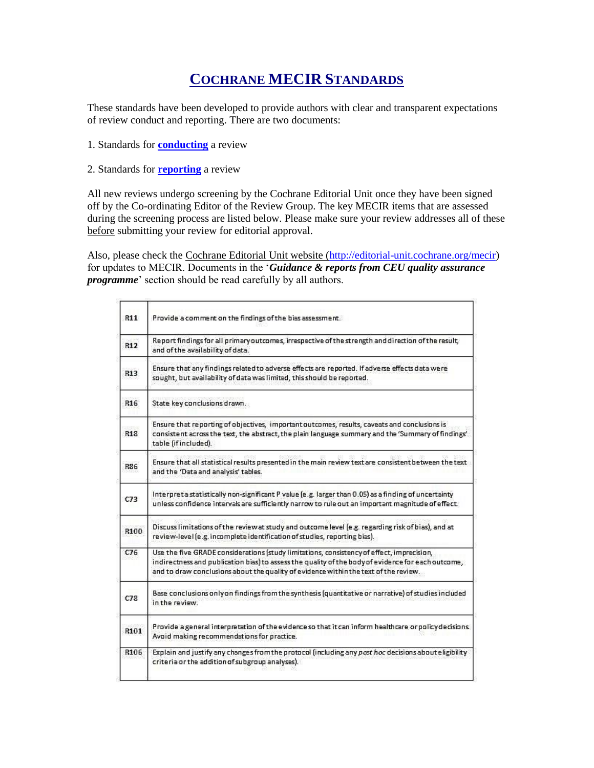# COCHRANE MECIR STANDARDS

These standards have been developed to provide authors with clear and transparent expectations of review conduct and reporting. There are two documents:

1. Standards for **conducting** a review

2. Standards for **reporting** a review

All new reviews undergo screening by the Cochrane Editorial Unit once they have been signed off by the Co-ordinating Editor of the Review Group. The key MECIR items that are assessed during the screening process are listed below. Please make sure your review addresses all of these before submitting your review for editorial approval.

Also, please check the Cochrane Editorial Unit website (http://editorial-unit.cochrane.org/mecir) for updates to MECIR. Documents in the '***Guidance & reports from CEU quality assurance programme***' section should be read carefully by all authors.

| | |
|---|---|
| R11 | Provide a comment on the findings of the bias assessment. |
| R12 | Report findings for all primary outcomes, irrespective of the strength and direction of the result, and of the availability of data. |
| R13 | Ensure that any findings related to adverse effects are reported. If adverse effects data were sought, but availability of data was limited, this should be reported. |
| R16 | State key conclusions drawn. |
| R18 | Ensure that reporting of objectives, important outcomes, results, caveats and conclusions is consistent across the text, the abstract, the plain language summary and the 'Summary of findings' table (if included). |
| R86 | Ensure that all statistical results presented in the main review text are consistent between the text and the 'Data and analysis' tables. |
| C73 | Interpret a statistically non-significant P value (e.g. larger than 0.05) as a finding of uncertainty unless confidence intervals are sufficiently narrow to rule out an important magnitude of effect. |
| R100 | Discuss limitations of the review at study and outcome level (e.g. regarding risk of bias), and at review-level (e.g. incomplete identification of studies, reporting bias). |
| C76 | Use the five GRADE considerations (study limitations, consistency of effect, imprecision, indirectness and publication bias) to assess the quality of the body of evidence for each outcome, and to draw conclusions about the quality of evidence within the text of the review. |
| C78 | Base conclusions only on findings from the synthesis (quantitative or narrative) of studies included in the review. |
| R101 | Provide a general interpretation of the evidence so that it can inform healthcare or policy decisions. Avoid making recommendations for practice. |
| R106 | Explain and justify any changes from the protocol (including any *post hoc* decisions about eligibility criteria or the addition of subgroup analyses). |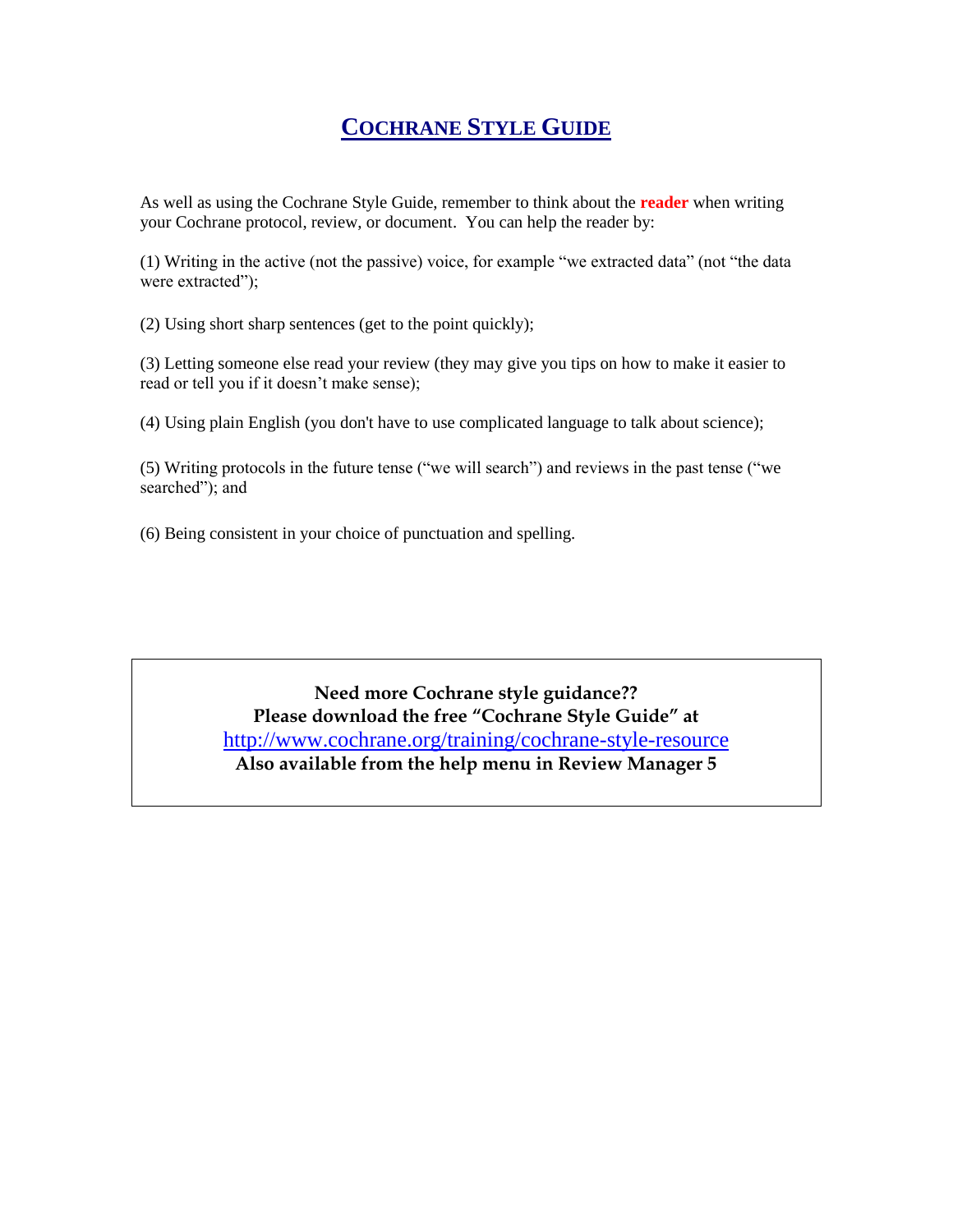# COCHRANE STYLE GUIDE

As well as using the Cochrane Style Guide, remember to think about the **reader** when writing your Cochrane protocol, review, or document. You can help the reader by:

(1) Writing in the active (not the passive) voice, for example "we extracted data" (not "the data were extracted");

(2) Using short sharp sentences (get to the point quickly);

(3) Letting someone else read your review (they may give you tips on how to make it easier to read or tell you if it doesn't make sense);

(4) Using plain English (you don't have to use complicated language to talk about science);

(5) Writing protocols in the future tense ("we will search") and reviews in the past tense ("we searched"); and

(6) Being consistent in your choice of punctuation and spelling.

**Need more Cochrane style guidance??**
**Please download the free "Cochrane Style Guide" at**
http://www.cochrane.org/training/cochrane-style-resource
**Also available from the help menu in Review Manager 5**